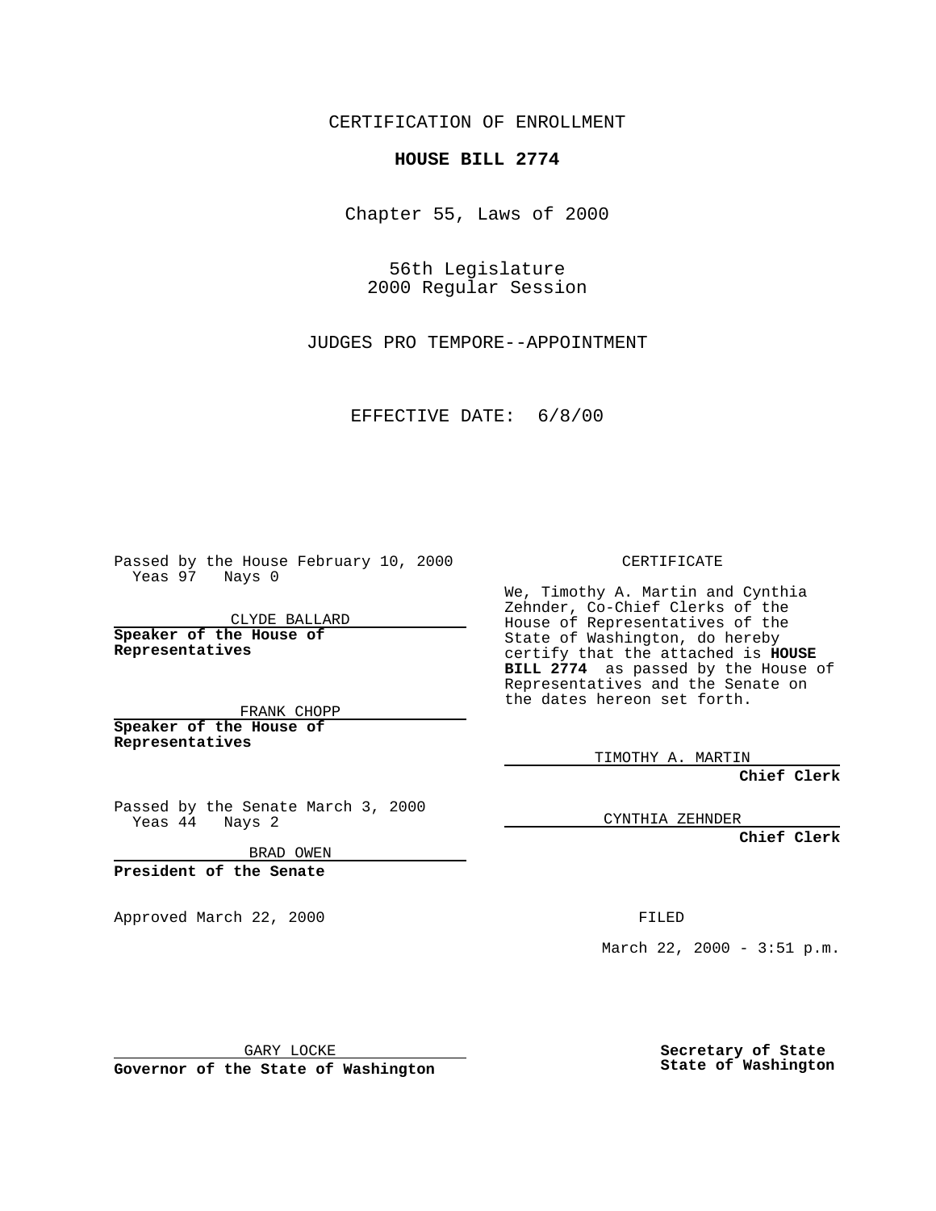CERTIFICATION OF ENROLLMENT

**HOUSE BILL 2774**

Chapter 55, Laws of 2000

56th Legislature
2000 Regular Session

JUDGES PRO TEMPORE--APPOINTMENT

EFFECTIVE DATE: 6/8/00

Passed by the House February 10, 2000
Yeas 97 Nays 0

CLYDE BALLARD

**Speaker of the House of Representatives**

FRANK CHOPP

**Speaker of the House of Representatives**

Passed by the Senate March 3, 2000
Yeas 44 Nays 2

BRAD OWEN

**President of the Senate**

Approved March 22, 2000

GARY LOCKE

**Governor of the State of Washington**

CERTIFICATE

We, Timothy A. Martin and Cynthia Zehnder, Co-Chief Clerks of the House of Representatives of the State of Washington, do hereby certify that the attached is **HOUSE BILL 2774** as passed by the House of Representatives and the Senate on the dates hereon set forth.

TIMOTHY A. MARTIN

**Chief Clerk**

CYNTHIA ZEHNDER

**Chief Clerk**

FILED

March 22, 2000 - 3:51 p.m.

**Secretary of State**
**State of Washington**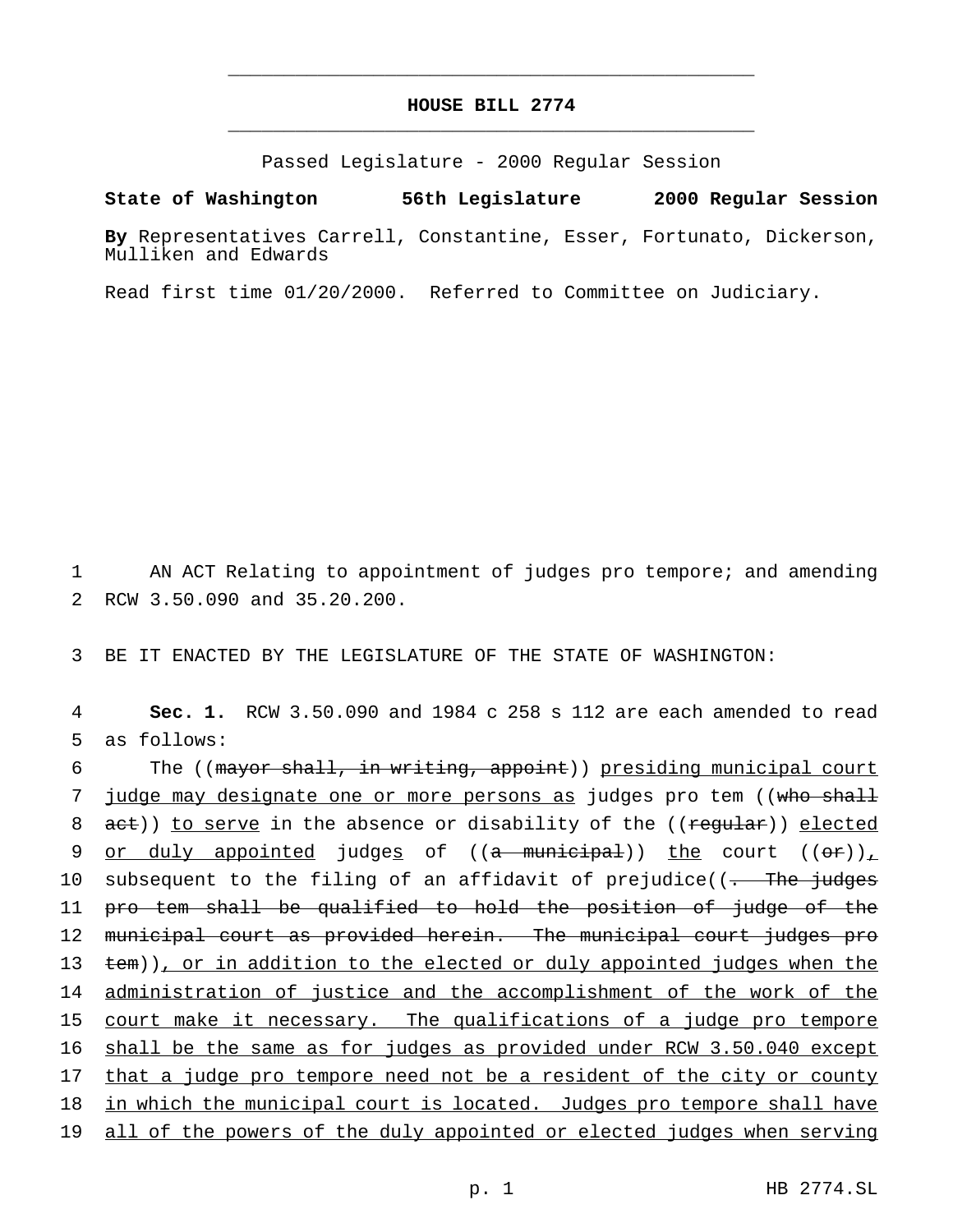# HOUSE BILL 2774

Passed Legislature - 2000 Regular Session

**State of Washington 56th Legislature 2000 Regular Session**

**By** Representatives Carrell, Constantine, Esser, Fortunato, Dickerson, Mulliken and Edwards

Read first time 01/20/2000. Referred to Committee on Judiciary.

1 AN ACT Relating to appointment of judges pro tempore; and amending
2 RCW 3.50.090 and 35.20.200.

3 BE IT ENACTED BY THE LEGISLATURE OF THE STATE OF WASHINGTON:

4 **Sec. 1.** RCW 3.50.090 and 1984 c 258 s 112 are each amended to read
5 as follows:

6 The ((~~mayor shall, in writing, appoint~~)) <u>presiding municipal court</u>
7 <u>judge may designate one or more persons as</u> judges pro tem ((~~who shall~~
8 ~~act~~)) <u>to serve</u> in the absence or disability of the ((~~regular~~)) <u>elected</u>
9 <u>or duly appointed</u> judge<u>s</u> of ((~~a municipal~~)) <u>the</u> court ((~~or~~))<u>,</u>
10 subsequent to the filing of an affidavit of prejudice((~~. The judges~~
11 ~~pro tem shall be qualified to hold the position of judge of the~~
12 ~~municipal court as provided herein. The municipal court judges pro~~
13 ~~tem~~))<u>, or in addition to the elected or duly appointed judges when the</u>
14 <u>administration of justice and the accomplishment of the work of the</u>
15 <u>court make it necessary. The qualifications of a judge pro tempore</u>
16 <u>shall be the same as for judges as provided under RCW 3.50.040 except</u>
17 <u>that a judge pro tempore need not be a resident of the city or county</u>
18 <u>in which the municipal court is located. Judges pro tempore shall have</u>
19 <u>all of the powers of the duly appointed or elected judges when serving</u>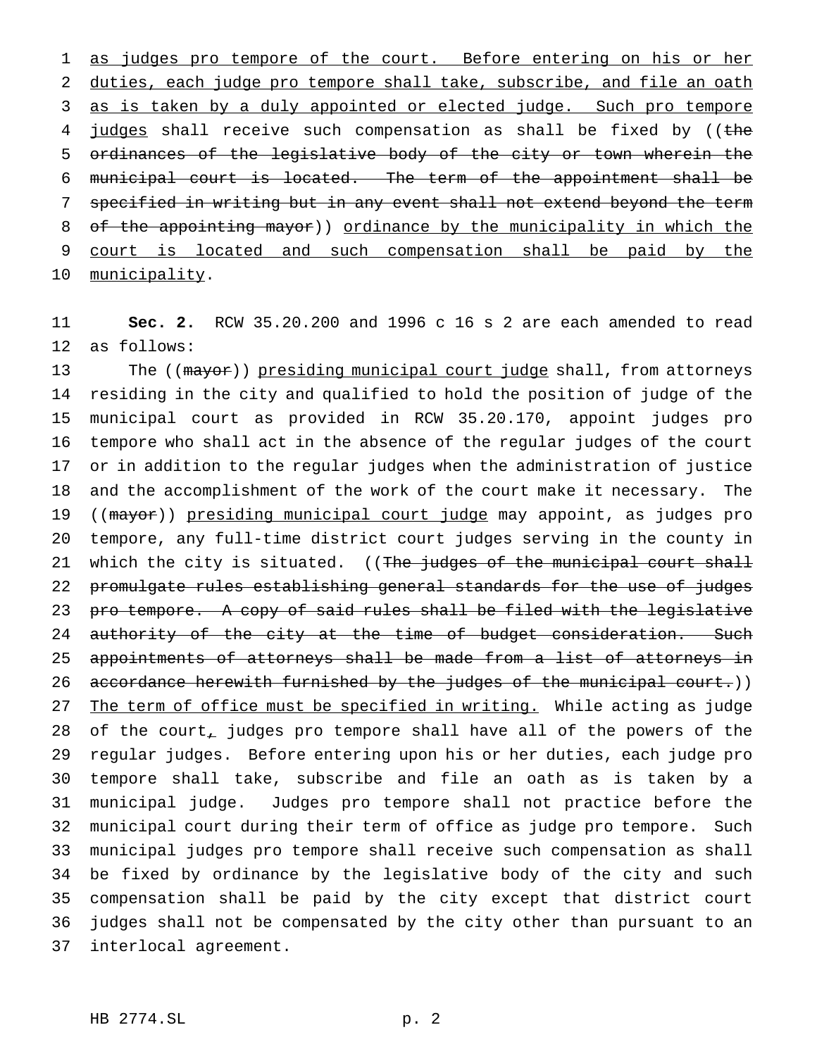as judges pro tempore of the court. Before entering on his or her duties, each judge pro tempore shall take, subscribe, and file an oath as is taken by a duly appointed or elected judge. Such pro tempore judges shall receive such compensation as shall be fixed by ((~~the ordinances of the legislative body of the city or town wherein the municipal court is located. The term of the appointment shall be specified in writing but in any event shall not extend beyond the term of the appointing mayor~~)) ordinance by the municipality in which the court is located and such compensation shall be paid by the municipality.

**Sec. 2.** RCW 35.20.200 and 1996 c 16 s 2 are each amended to read as follows:

The ((~~mayor~~)) presiding municipal court judge shall, from attorneys residing in the city and qualified to hold the position of judge of the municipal court as provided in RCW 35.20.170, appoint judges pro tempore who shall act in the absence of the regular judges of the court or in addition to the regular judges when the administration of justice and the accomplishment of the work of the court make it necessary. The ((~~mayor~~)) presiding municipal court judge may appoint, as judges pro tempore, any full-time district court judges serving in the county in which the city is situated. ((~~The judges of the municipal court shall promulgate rules establishing general standards for the use of judges pro tempore. A copy of said rules shall be filed with the legislative authority of the city at the time of budget consideration. Such appointments of attorneys shall be made from a list of attorneys in accordance herewith furnished by the judges of the municipal court.~~)) The term of office must be specified in writing. While acting as judge of the court~~,~~ judges pro tempore shall have all of the powers of the regular judges. Before entering upon his or her duties, each judge pro tempore shall take, subscribe and file an oath as is taken by a municipal judge. Judges pro tempore shall not practice before the municipal court during their term of office as judge pro tempore. Such municipal judges pro tempore shall receive such compensation as shall be fixed by ordinance by the legislative body of the city and such compensation shall be paid by the city except that district court judges shall not be compensated by the city other than pursuant to an interlocal agreement.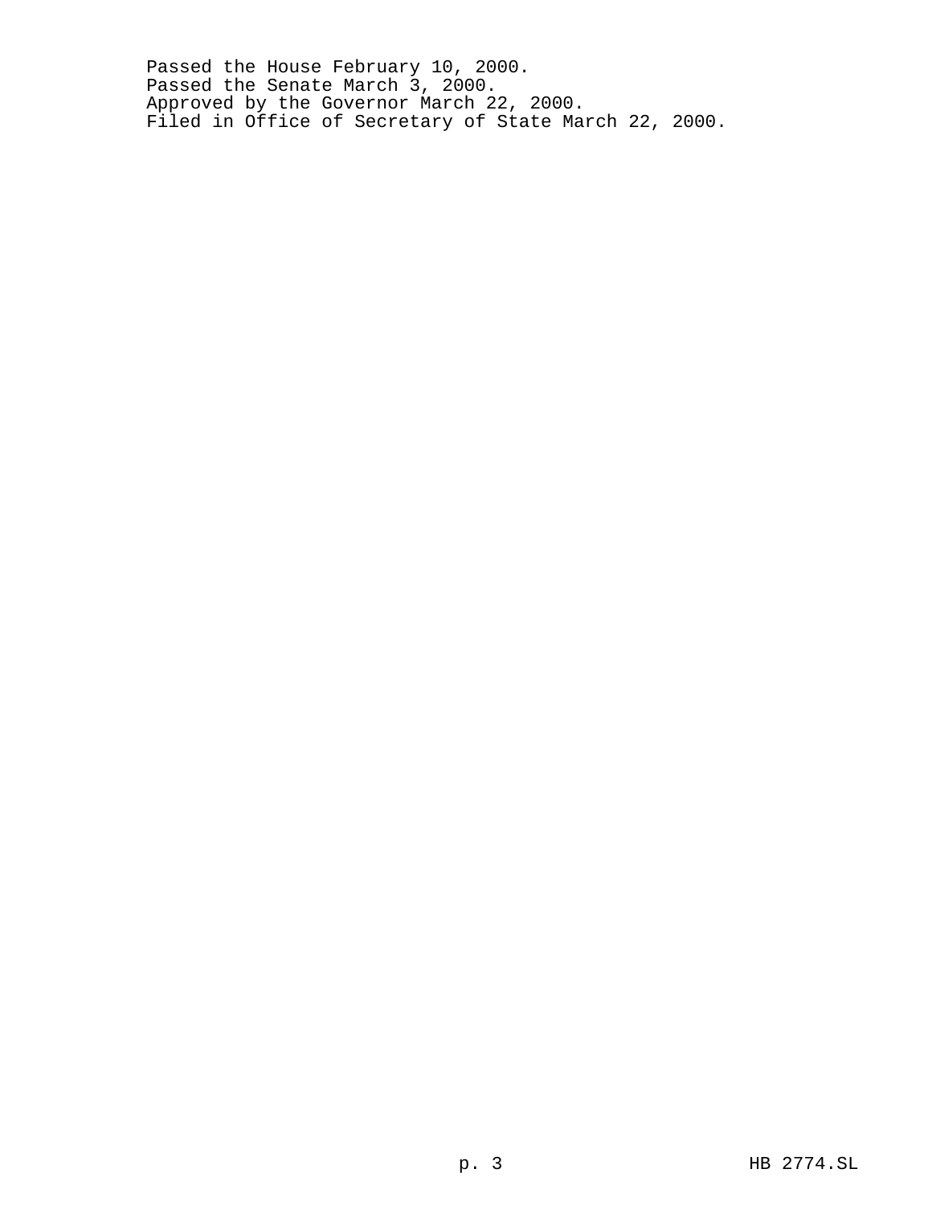Passed the House February 10, 2000.
Passed the Senate March 3, 2000.
Approved by the Governor March 22, 2000.
Filed in Office of Secretary of State March 22, 2000.